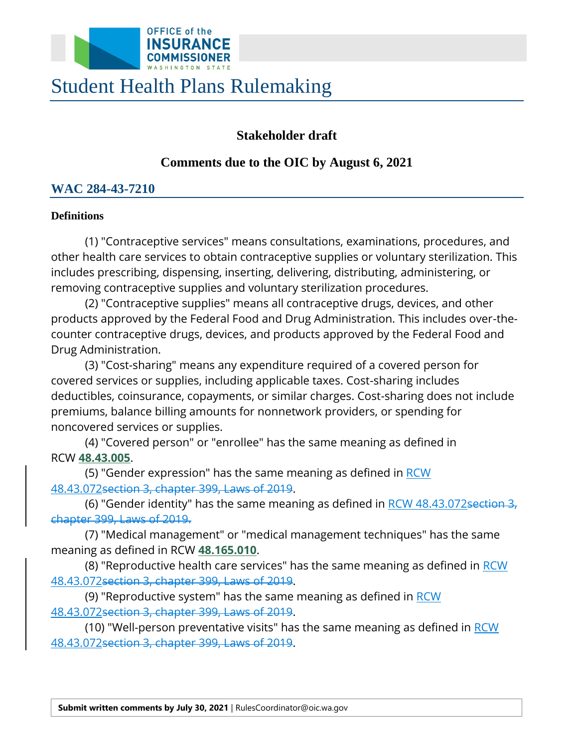OFFICE of the INSURANCE COMMISSIONER WASHINGTON STATE

# Student Health Plans Rulemaking

**Stakeholder draft**

**Comments due to the OIC by August 6, 2021**

## WAC 284-43-7210

**Definitions**

(1) "Contraceptive services" means consultations, examinations, procedures, and other health care services to obtain contraceptive supplies or voluntary sterilization. This includes prescribing, dispensing, inserting, delivering, distributing, administering, or removing contraceptive supplies and voluntary sterilization procedures.

(2) "Contraceptive supplies" means all contraceptive drugs, devices, and other products approved by the Federal Food and Drug Administration. This includes over-the-counter contraceptive drugs, devices, and products approved by the Federal Food and Drug Administration.

(3) "Cost-sharing" means any expenditure required of a covered person for covered services or supplies, including applicable taxes. Cost-sharing includes deductibles, coinsurance, copayments, or similar charges. Cost-sharing does not include premiums, balance billing amounts for nonnetwork providers, or spending for noncovered services or supplies.

(4) "Covered person" or "enrollee" has the same meaning as defined in RCW **48.43.005**.

(5) "Gender expression" has the same meaning as defined in RCW 48.43.072~~section 3, chapter 399, Laws of 2019~~.

(6) "Gender identity" has the same meaning as defined in RCW 48.43.072~~section 3, chapter 399, Laws of 2019.~~

(7) "Medical management" or "medical management techniques" has the same meaning as defined in RCW **48.165.010**.

(8) "Reproductive health care services" has the same meaning as defined in RCW 48.43.072~~section 3, chapter 399, Laws of 2019~~.

(9) "Reproductive system" has the same meaning as defined in RCW 48.43.072~~section 3, chapter 399, Laws of 2019~~.

(10) "Well-person preventative visits" has the same meaning as defined in RCW 48.43.072~~section 3, chapter 399, Laws of 2019~~.

**Submit written comments by July 30, 2021** | RulesCoordinator@oic.wa.gov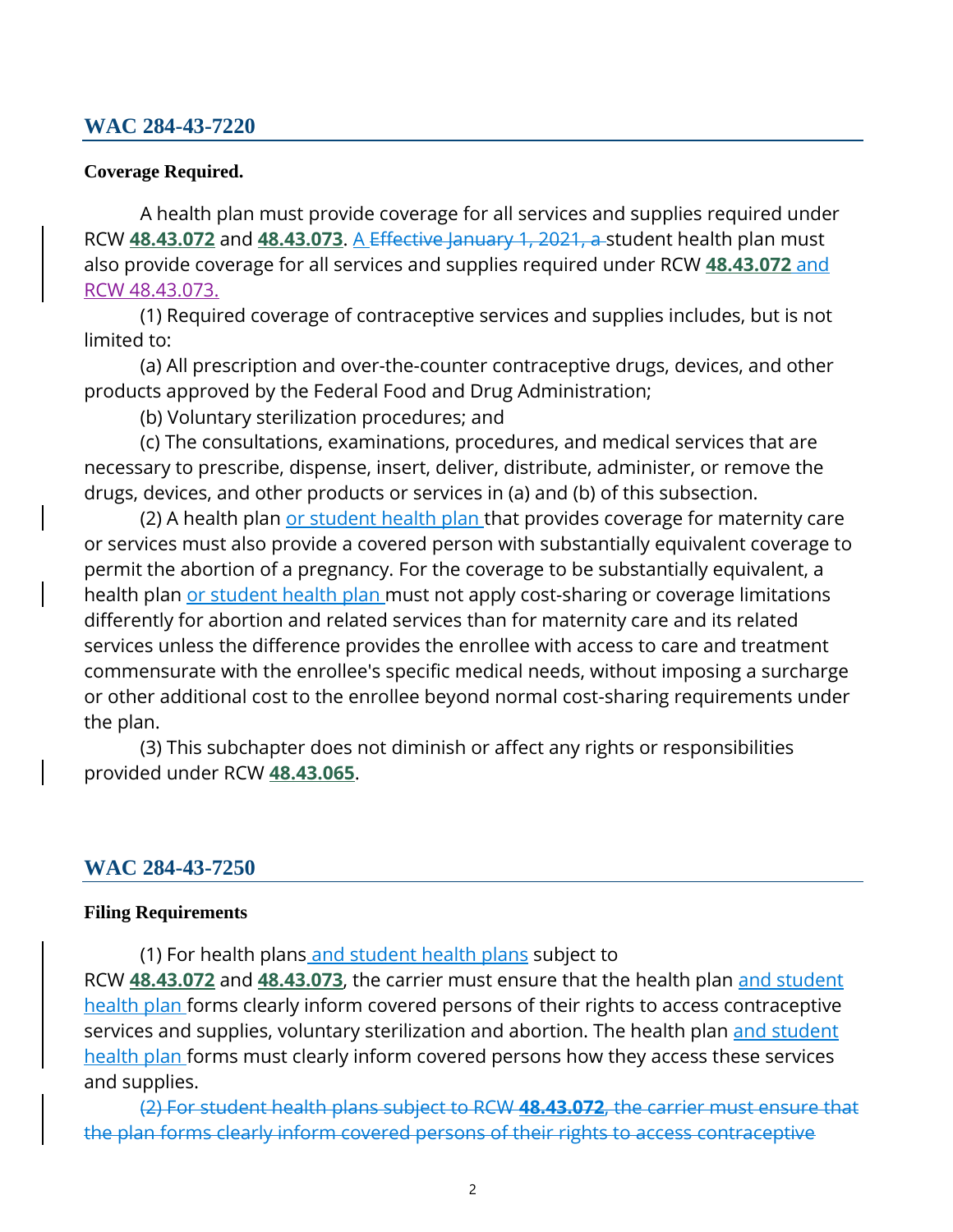## WAC 284-43-7220

**Coverage Required.**

A health plan must provide coverage for all services and supplies required under RCW **48.43.072** and **48.43.073**. <u>A</u> ~~Effective January 1, 2021, a~~ student health plan must also provide coverage for all services and supplies required under RCW **48.43.072** <u>and RCW 48.43.073.</u>

(1) Required coverage of contraceptive services and supplies includes, but is not limited to:

(a) All prescription and over-the-counter contraceptive drugs, devices, and other products approved by the Federal Food and Drug Administration;

(b) Voluntary sterilization procedures; and

(c) The consultations, examinations, procedures, and medical services that are necessary to prescribe, dispense, insert, deliver, distribute, administer, or remove the drugs, devices, and other products or services in (a) and (b) of this subsection.

(2) A health plan <u>or student health plan</u> that provides coverage for maternity care or services must also provide a covered person with substantially equivalent coverage to permit the abortion of a pregnancy. For the coverage to be substantially equivalent, a health plan <u>or student health plan</u> must not apply cost-sharing or coverage limitations differently for abortion and related services than for maternity care and its related services unless the difference provides the enrollee with access to care and treatment commensurate with the enrollee's specific medical needs, without imposing a surcharge or other additional cost to the enrollee beyond normal cost-sharing requirements under the plan.

(3) This subchapter does not diminish or affect any rights or responsibilities provided under RCW **48.43.065**.

## WAC 284-43-7250

**Filing Requirements**

(1) For health plans <u>and student health plans</u> subject to RCW **48.43.072** and **48.43.073**, the carrier must ensure that the health plan <u>and student health plan</u> forms clearly inform covered persons of their rights to access contraceptive services and supplies, voluntary sterilization and abortion. The health plan <u>and student health plan</u> forms must clearly inform covered persons how they access these services and supplies.

~~(2) For student health plans subject to RCW **48.43.072**, the carrier must ensure that the plan forms clearly inform covered persons of their rights to access contraceptive~~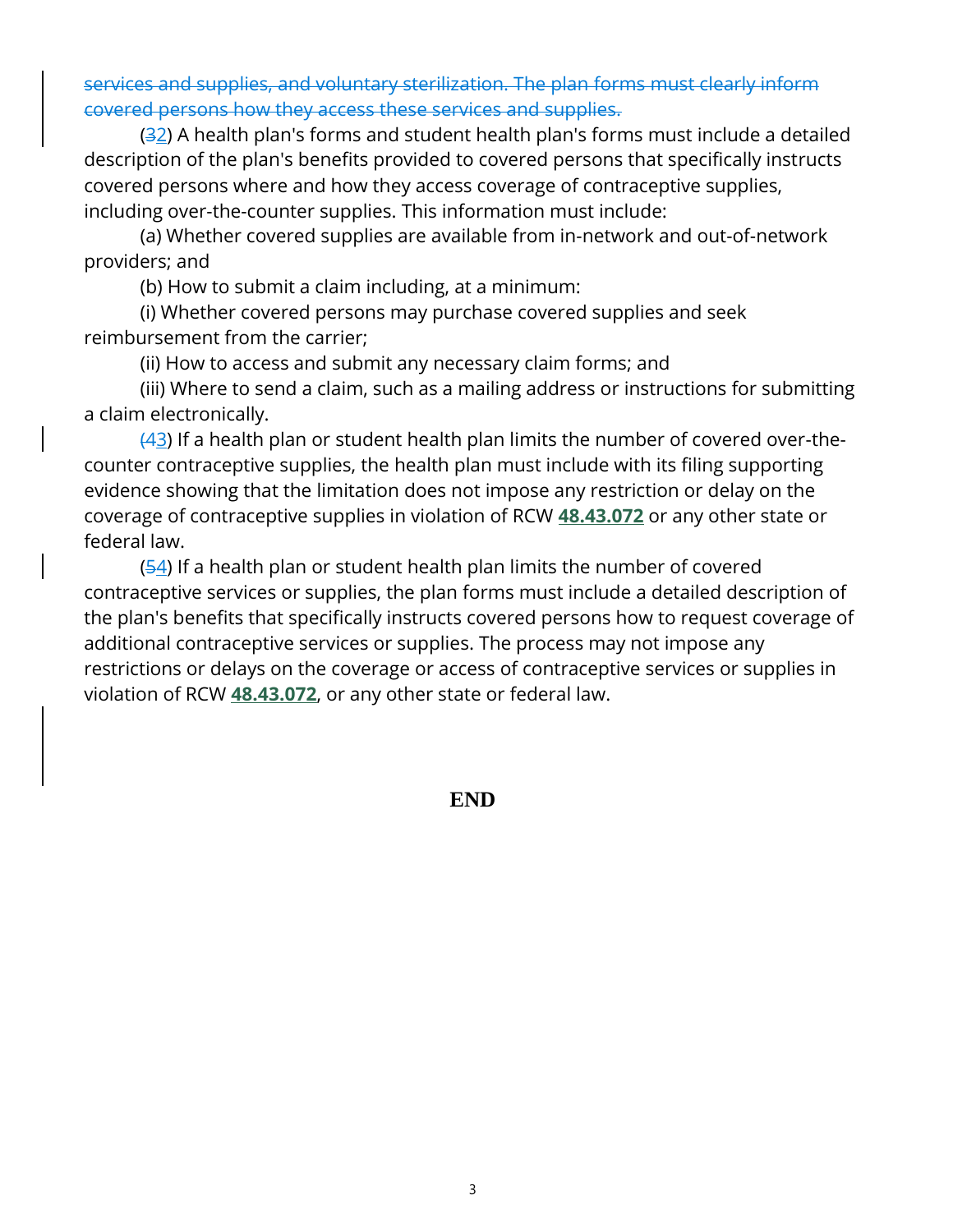~~services and supplies, and voluntary sterilization. The plan forms must clearly inform covered persons how they access these services and supplies.~~

(~~3~~2) A health plan's forms and student health plan's forms must include a detailed description of the plan's benefits provided to covered persons that specifically instructs covered persons where and how they access coverage of contraceptive supplies, including over-the-counter supplies. This information must include:

(a) Whether covered supplies are available from in-network and out-of-network providers; and

(b) How to submit a claim including, at a minimum:

(i) Whether covered persons may purchase covered supplies and seek reimbursement from the carrier;

(ii) How to access and submit any necessary claim forms; and

(iii) Where to send a claim, such as a mailing address or instructions for submitting a claim electronically.

(~~4~~3) If a health plan or student health plan limits the number of covered over-the-counter contraceptive supplies, the health plan must include with its filing supporting evidence showing that the limitation does not impose any restriction or delay on the coverage of contraceptive supplies in violation of RCW **48.43.072** or any other state or federal law.

(~~5~~4) If a health plan or student health plan limits the number of covered contraceptive services or supplies, the plan forms must include a detailed description of the plan's benefits that specifically instructs covered persons how to request coverage of additional contraceptive services or supplies. The process may not impose any restrictions or delays on the coverage or access of contraceptive services or supplies in violation of RCW **48.43.072**, or any other state or federal law.

**END**